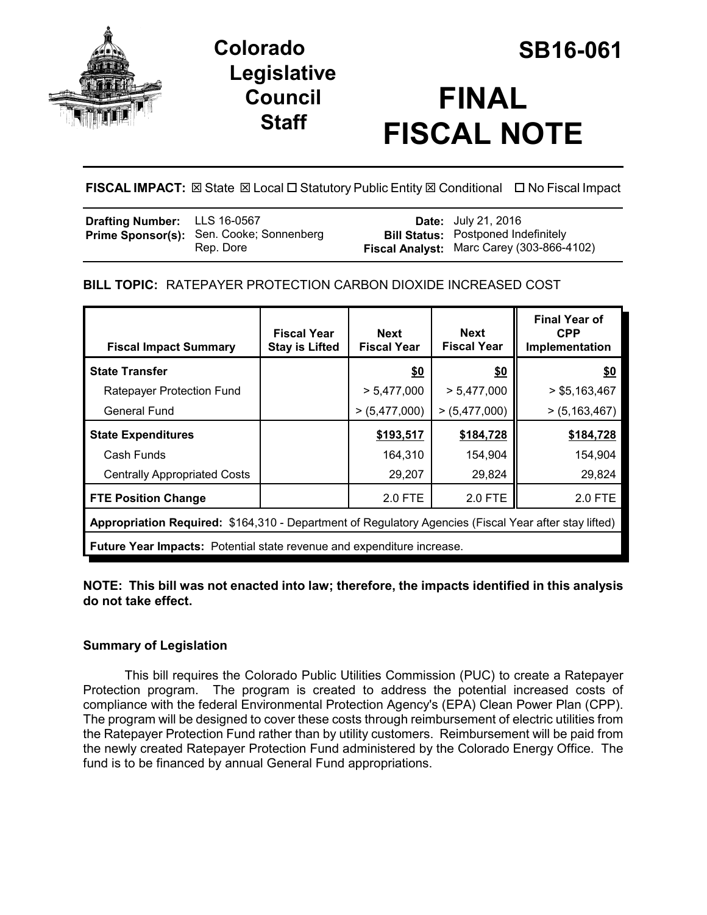# Colorado Legislative Council Staff

# SB16-061

# FINAL FISCAL NOTE

**FISCAL IMPACT:** ☒ State ☒ Local ☐ Statutory Public Entity ☒ Conditional ☐ No Fiscal Impact

| | | | |
|---|---|---|---|
| **Drafting Number:** | LLS 16-0567 | **Date:** | July 21, 2016 |
| **Prime Sponsor(s):** | Sen. Cooke; Sonnenberg<br>Rep. Dore | **Bill Status:** | Postponed Indefinitely |
| | | **Fiscal Analyst:** | Marc Carey (303-866-4102) |

## BILL TOPIC: RATEPAYER PROTECTION CARBON DIOXIDE INCREASED COST

| Fiscal Impact Summary | Fiscal Year Stay is Lifted | Next Fiscal Year | Next Fiscal Year | Final Year of CPP Implementation |
|---|---|---|---|---|
| **State Transfer** | | **$0** | **$0** | **$0** |
| Ratepayer Protection Fund | | > 5,477,000 | > 5,477,000 | > $5,163,467 |
| General Fund | | > (5,477,000) | > (5,477,000) | > (5,163,467) |
| **State Expenditures** | | **$193,517** | **$184,728** | **$184,728** |
| Cash Funds | | 164,310 | 154,904 | 154,904 |
| Centrally Appropriated Costs | | 29,207 | 29,824 | 29,824 |
| **FTE Position Change** | | 2.0 FTE | 2.0 FTE | 2.0 FTE |
| **Appropriation Required:** $164,310 - Department of Regulatory Agencies (Fiscal Year after stay lifted) | | | | |
| **Future Year Impacts:** Potential state revenue and expenditure increase. | | | | |

**NOTE: This bill was not enacted into law; therefore, the impacts identified in this analysis do not take effect.**

### Summary of Legislation

This bill requires the Colorado Public Utilities Commission (PUC) to create a Ratepayer Protection program. The program is created to address the potential increased costs of compliance with the federal Environmental Protection Agency's (EPA) Clean Power Plan (CPP). The program will be designed to cover these costs through reimbursement of electric utilities from the Ratepayer Protection Fund rather than by utility customers. Reimbursement will be paid from the newly created Ratepayer Protection Fund administered by the Colorado Energy Office. The fund is to be financed by annual General Fund appropriations.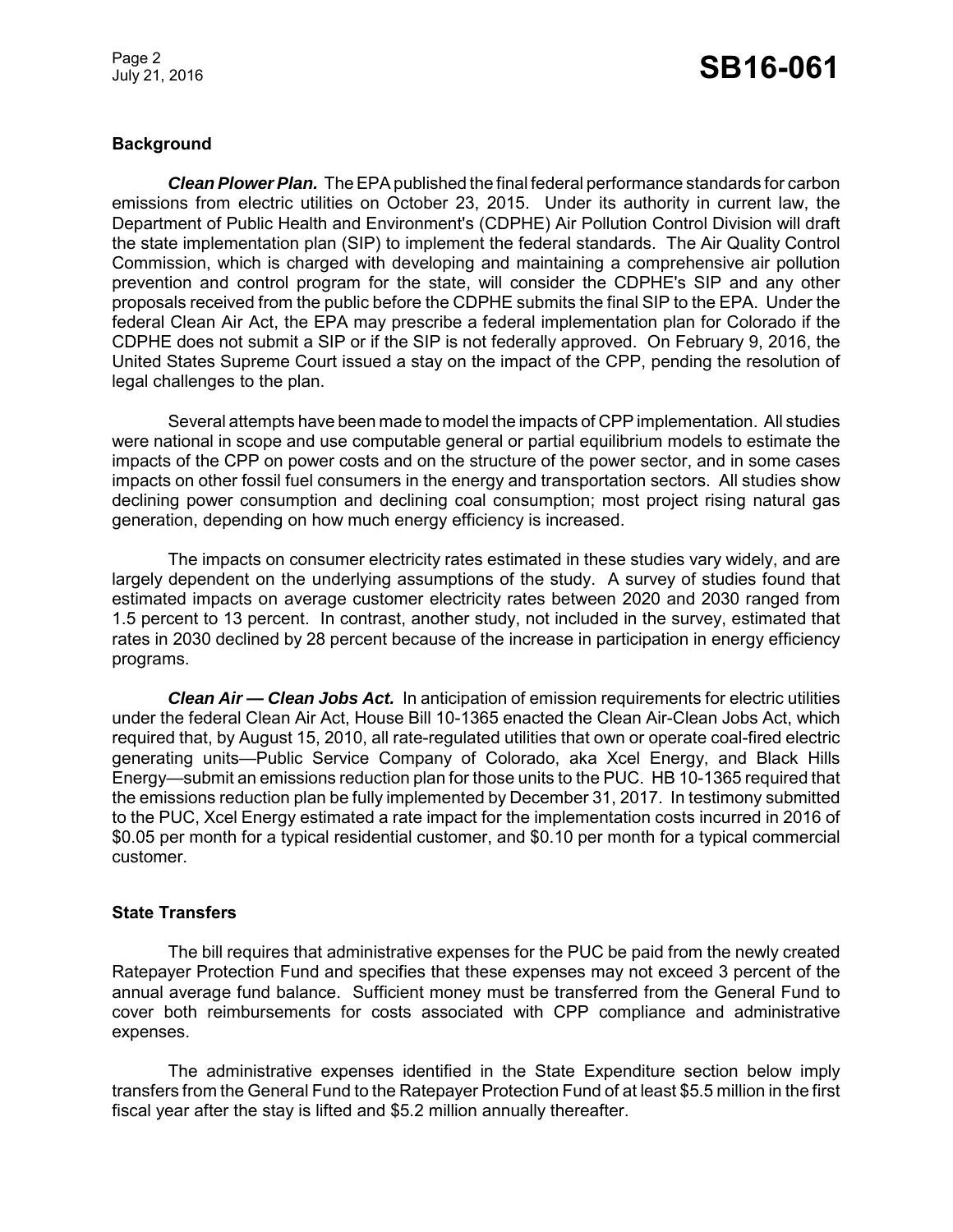## Background

***Clean Plower Plan.*** The EPA published the final federal performance standards for carbon emissions from electric utilities on October 23, 2015. Under its authority in current law, the Department of Public Health and Environment's (CDPHE) Air Pollution Control Division will draft the state implementation plan (SIP) to implement the federal standards. The Air Quality Control Commission, which is charged with developing and maintaining a comprehensive air pollution prevention and control program for the state, will consider the CDPHE's SIP and any other proposals received from the public before the CDPHE submits the final SIP to the EPA. Under the federal Clean Air Act, the EPA may prescribe a federal implementation plan for Colorado if the CDPHE does not submit a SIP or if the SIP is not federally approved. On February 9, 2016, the United States Supreme Court issued a stay on the impact of the CPP, pending the resolution of legal challenges to the plan.

Several attempts have been made to model the impacts of CPP implementation. All studies were national in scope and use computable general or partial equilibrium models to estimate the impacts of the CPP on power costs and on the structure of the power sector, and in some cases impacts on other fossil fuel consumers in the energy and transportation sectors. All studies show declining power consumption and declining coal consumption; most project rising natural gas generation, depending on how much energy efficiency is increased.

The impacts on consumer electricity rates estimated in these studies vary widely, and are largely dependent on the underlying assumptions of the study. A survey of studies found that estimated impacts on average customer electricity rates between 2020 and 2030 ranged from 1.5 percent to 13 percent. In contrast, another study, not included in the survey, estimated that rates in 2030 declined by 28 percent because of the increase in participation in energy efficiency programs.

***Clean Air — Clean Jobs Act.*** In anticipation of emission requirements for electric utilities under the federal Clean Air Act, House Bill 10-1365 enacted the Clean Air-Clean Jobs Act, which required that, by August 15, 2010, all rate-regulated utilities that own or operate coal-fired electric generating units—Public Service Company of Colorado, aka Xcel Energy, and Black Hills Energy—submit an emissions reduction plan for those units to the PUC. HB 10-1365 required that the emissions reduction plan be fully implemented by December 31, 2017. In testimony submitted to the PUC, Xcel Energy estimated a rate impact for the implementation costs incurred in 2016 of $0.05 per month for a typical residential customer, and $0.10 per month for a typical commercial customer.

## State Transfers

The bill requires that administrative expenses for the PUC be paid from the newly created Ratepayer Protection Fund and specifies that these expenses may not exceed 3 percent of the annual average fund balance. Sufficient money must be transferred from the General Fund to cover both reimbursements for costs associated with CPP compliance and administrative expenses.

The administrative expenses identified in the State Expenditure section below imply transfers from the General Fund to the Ratepayer Protection Fund of at least $5.5 million in the first fiscal year after the stay is lifted and $5.2 million annually thereafter.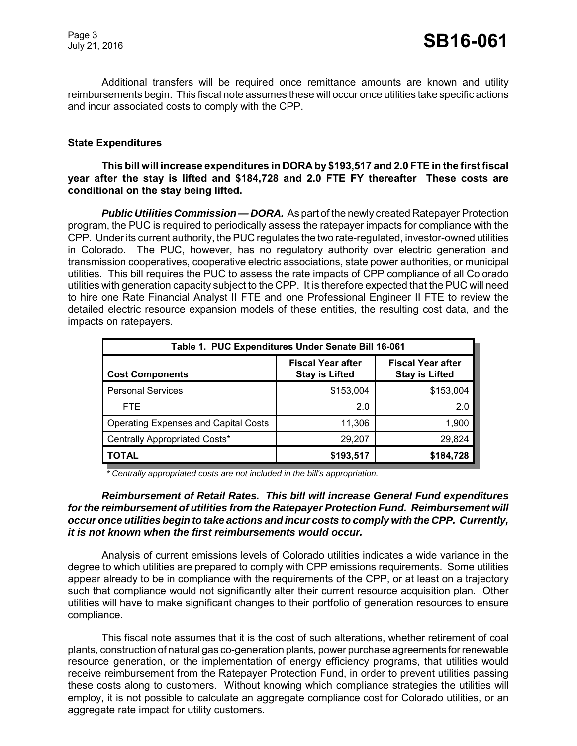Additional transfers will be required once remittance amounts are known and utility reimbursements begin. This fiscal note assumes these will occur once utilities take specific actions and incur associated costs to comply with the CPP.

### State Expenditures

**This bill will increase expenditures in DORA by $193,517 and 2.0 FTE in the first fiscal year after the stay is lifted and $184,728 and 2.0 FTE FY thereafter These costs are conditional on the stay being lifted.**

***Public Utilities Commission — DORA.*** As part of the newly created Ratepayer Protection program, the PUC is required to periodically assess the ratepayer impacts for compliance with the CPP. Under its current authority, the PUC regulates the two rate-regulated, investor-owned utilities in Colorado. The PUC, however, has no regulatory authority over electric generation and transmission cooperatives, cooperative electric associations, state power authorities, or municipal utilities. This bill requires the PUC to assess the rate impacts of CPP compliance of all Colorado utilities with generation capacity subject to the CPP. It is therefore expected that the PUC will need to hire one Rate Financial Analyst II FTE and one Professional Engineer II FTE to review the detailed electric resource expansion models of these entities, the resulting cost data, and the impacts on ratepayers.

| Table 1. PUC Expenditures Under Senate Bill 16-061 | | |
|---|---|---|
| **Cost Components** | **Fiscal Year after Stay is Lifted** | **Fiscal Year after Stay is Lifted** |
| Personal Services | $153,004 | $153,004 |
| FTE | 2.0 | 2.0 |
| Operating Expenses and Capital Costs | 11,306 | 1,900 |
| Centrally Appropriated Costs* | 29,207 | 29,824 |
| **TOTAL** | **$193,517** | **$184,728** |

*\* Centrally appropriated costs are not included in the bill's appropriation.*

***Reimbursement of Retail Rates. This bill will increase General Fund expenditures for the reimbursement of utilities from the Ratepayer Protection Fund. Reimbursement will occur once utilities begin to take actions and incur costs to comply with the CPP. Currently, it is not known when the first reimbursements would occur.***

Analysis of current emissions levels of Colorado utilities indicates a wide variance in the degree to which utilities are prepared to comply with CPP emissions requirements. Some utilities appear already to be in compliance with the requirements of the CPP, or at least on a trajectory such that compliance would not significantly alter their current resource acquisition plan. Other utilities will have to make significant changes to their portfolio of generation resources to ensure compliance.

This fiscal note assumes that it is the cost of such alterations, whether retirement of coal plants, construction of natural gas co-generation plants, power purchase agreements for renewable resource generation, or the implementation of energy efficiency programs, that utilities would receive reimbursement from the Ratepayer Protection Fund, in order to prevent utilities passing these costs along to customers. Without knowing which compliance strategies the utilities will employ, it is not possible to calculate an aggregate compliance cost for Colorado utilities, or an aggregate rate impact for utility customers.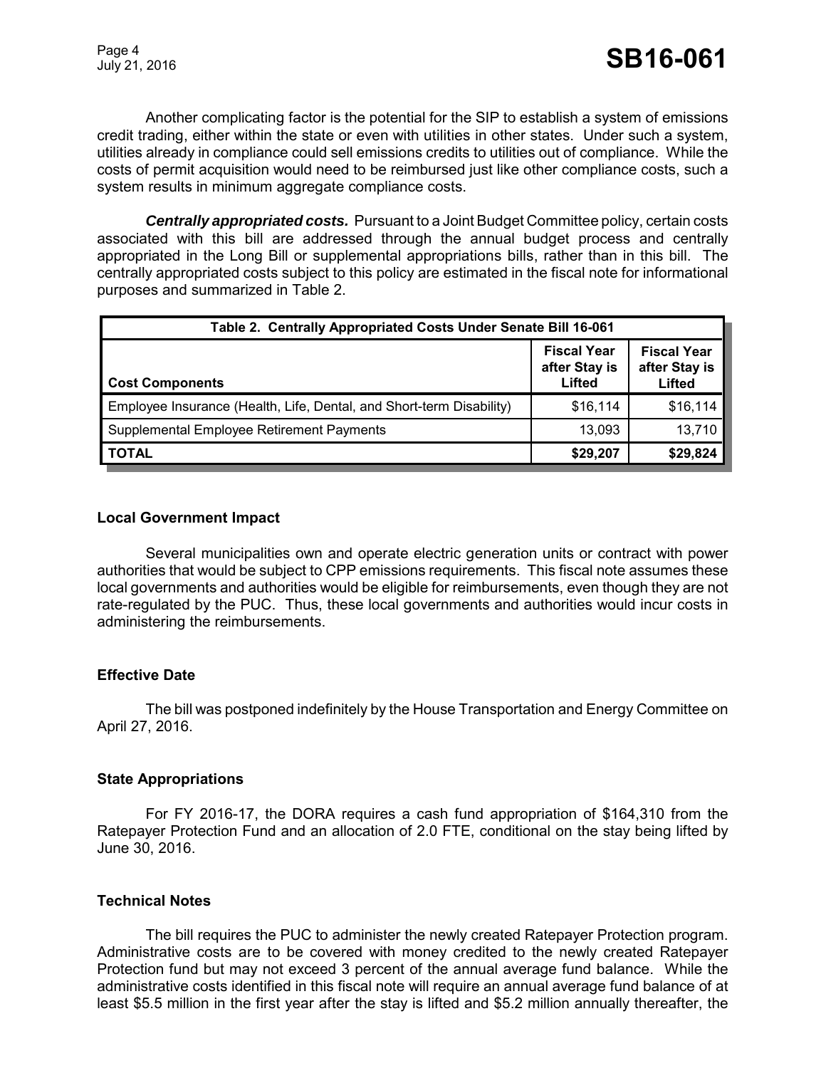Another complicating factor is the potential for the SIP to establish a system of emissions credit trading, either within the state or even with utilities in other states. Under such a system, utilities already in compliance could sell emissions credits to utilities out of compliance. While the costs of permit acquisition would need to be reimbursed just like other compliance costs, such a system results in minimum aggregate compliance costs.

***Centrally appropriated costs.*** Pursuant to a Joint Budget Committee policy, certain costs associated with this bill are addressed through the annual budget process and centrally appropriated in the Long Bill or supplemental appropriations bills, rather than in this bill. The centrally appropriated costs subject to this policy are estimated in the fiscal note for informational purposes and summarized in Table 2.

| Table 2. Centrally Appropriated Costs Under Senate Bill 16-061 | | |
|---|---|---|
| **Cost Components** | **Fiscal Year after Stay is Lifted** | **Fiscal Year after Stay is Lifted** |
| Employee Insurance (Health, Life, Dental, and Short-term Disability) | $16,114 | $16,114 |
| Supplemental Employee Retirement Payments | 13,093 | 13,710 |
| **TOTAL** | **$29,207** | **$29,824** |

## Local Government Impact

Several municipalities own and operate electric generation units or contract with power authorities that would be subject to CPP emissions requirements. This fiscal note assumes these local governments and authorities would be eligible for reimbursements, even though they are not rate-regulated by the PUC. Thus, these local governments and authorities would incur costs in administering the reimbursements.

## Effective Date

The bill was postponed indefinitely by the House Transportation and Energy Committee on April 27, 2016.

## State Appropriations

For FY 2016-17, the DORA requires a cash fund appropriation of $164,310 from the Ratepayer Protection Fund and an allocation of 2.0 FTE, conditional on the stay being lifted by June 30, 2016.

## Technical Notes

The bill requires the PUC to administer the newly created Ratepayer Protection program. Administrative costs are to be covered with money credited to the newly created Ratepayer Protection fund but may not exceed 3 percent of the annual average fund balance. While the administrative costs identified in this fiscal note will require an annual average fund balance of at least $5.5 million in the first year after the stay is lifted and $5.2 million annually thereafter, the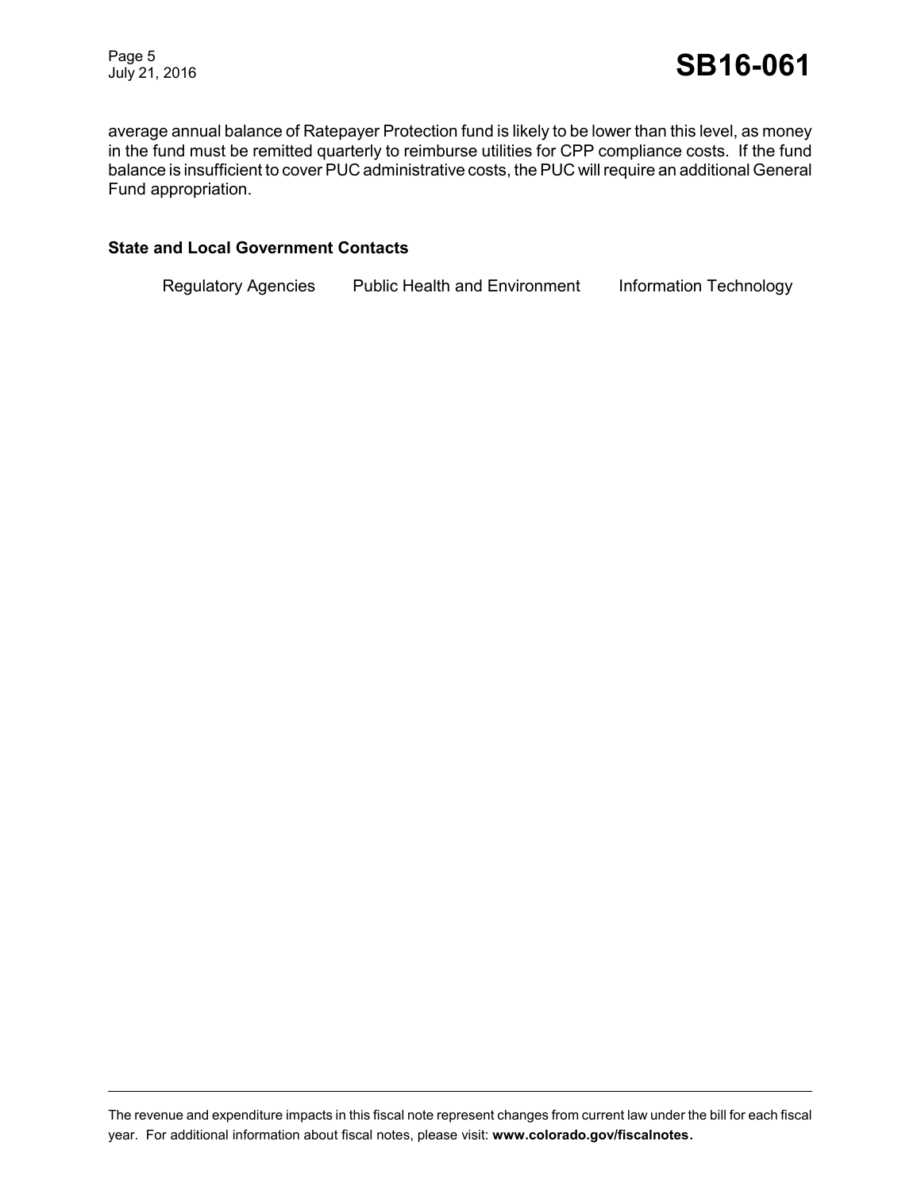average annual balance of Ratepayer Protection fund is likely to be lower than this level, as money in the fund must be remitted quarterly to reimburse utilities for CPP compliance costs. If the fund balance is insufficient to cover PUC administrative costs, the PUC will require an additional General Fund appropriation.

### State and Local Government Contacts

Regulatory Agencies    Public Health and Environment    Information Technology

The revenue and expenditure impacts in this fiscal note represent changes from current law under the bill for each fiscal year. For additional information about fiscal notes, please visit: **www.colorado.gov/fiscalnotes.**